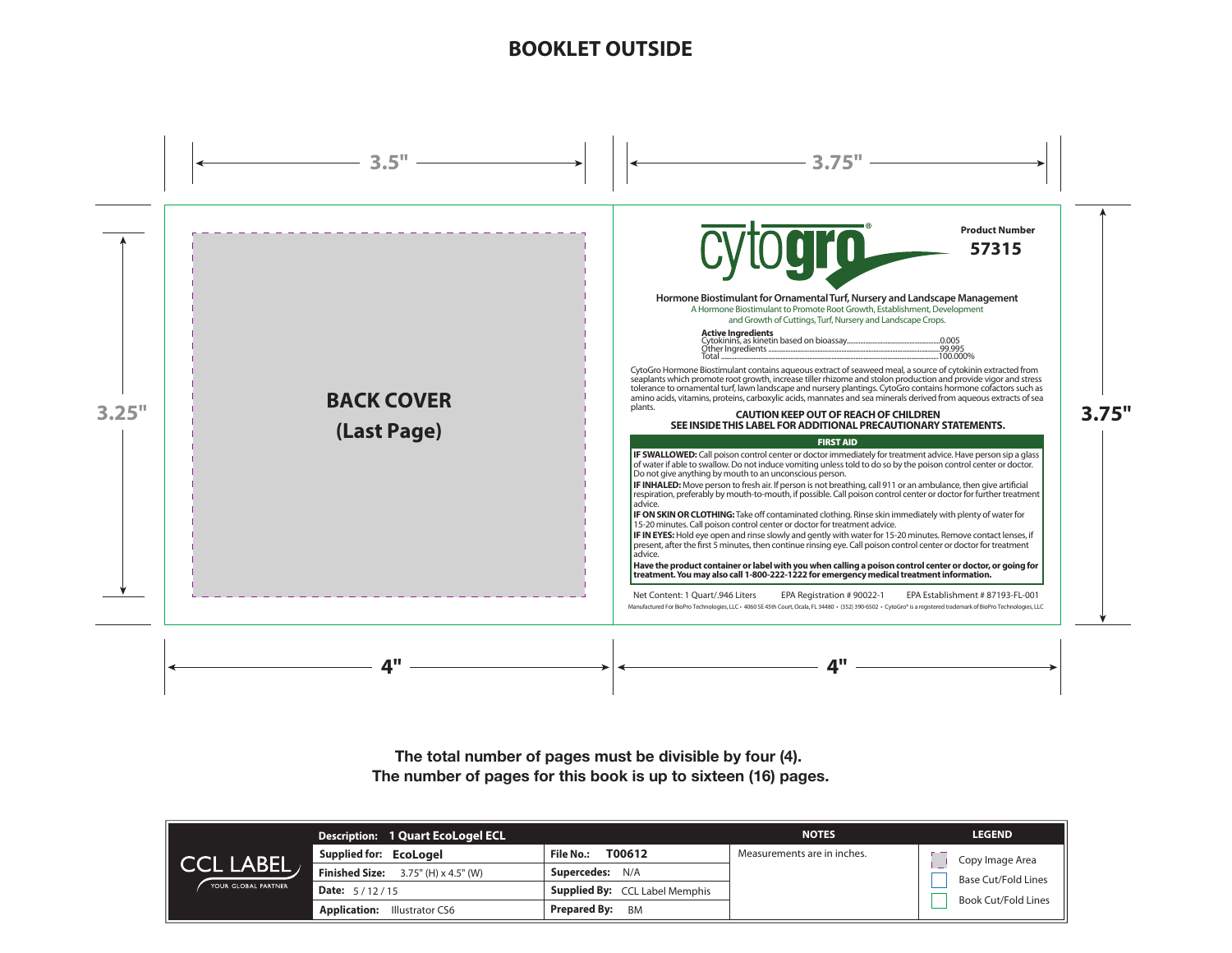# BOOKLET OUTSIDE

3.5" | 3.75"

3.25" | 3.75"

**BACK COVER (Last Page)**

cytogro®

**Product Number**
**57315**

**Hormone Biostimulant for Ornamental Turf, Nursery and Landscape Management**

A Hormone Biostimulant to Promote Root Growth, Establishment, Development and Growth of Cuttings, Turf, Nursery and Landscape Crops.

**Active Ingredients**
Cytokinins, as kinetin based on bioassay........0.005
Other Ingredients........99.995
Total........100.000%

CytoGro Hormone Biostimulant contains aqueous extract of seaweed meal, a source of cytokinin extracted from seaplants which promote root growth, increase tiller rhizome and stolon production and provide vigor and stress tolerance to ornamental turf, lawn landscape and nursery plantings. CytoGro contains hormone cofactors such as amino acids, vitamins, proteins, carboxylic acids, mannates and sea minerals derived from aqueous extracts of sea plants.

**CAUTION KEEP OUT OF REACH OF CHILDREN**
**SEE INSIDE THIS LABEL FOR ADDITIONAL PRECAUTIONARY STATEMENTS.**

**FIRST AID**

**IF SWALLOWED:** Call poison control center or doctor immediately for treatment advice. Have person sip a glass of water if able to swallow. Do not induce vomiting unless told to do so by the poison control center or doctor. Do not give anything by mouth to an unconscious person.

**IF INHALED:** Move person to fresh air. If person is not breathing, call 911 or an ambulance, then give artificial respiration, preferably by mouth-to-mouth, if possible. Call poison control center or doctor for further treatment advice.

**IF ON SKIN OR CLOTHING:** Take off contaminated clothing. Rinse skin immediately with plenty of water for 15-20 minutes. Call poison control center or doctor for treatment advice.

**IF IN EYES:** Hold eye open and rinse slowly and gently with water for 15-20 minutes. Remove contact lenses, if present, after the first 5 minutes, then continue rinsing eye. Call poison control center or doctor for treatment advice.

**Have the product container or label with you when calling a poison control center or doctor, or going for treatment. You may also call 1-800-222-1222 for emergency medical treatment information.**

Net Content: 1 Quart/.946 Liters EPA Registration # 90022-1 EPA Establishment # 87193-FL-001

Manufactured For BioPro Technologies, LLC • 4060 SE 45th Court, Ocala, FL 34480 • (352) 390-6502 • CytoGro® is a registered trademark of BioPro Technologies, LLC

4" | 4"

**The total number of pages must be divisible by four (4).**
**The number of pages for this book is up to sixteen (16) pages.**

| CCL LABEL YOUR GLOBAL PARTNER | **Description:** **1 Quart EcoLogel ECL** | | **NOTES** | **LEGEND** |
|---|---|---|---|---|
| | **Supplied for:** **EcoLogel** | **File No.:** **T00612** | Measurements are in inches. | Copy Image Area |
| | **Finished Size:** 3.75" (H) x 4.5" (W) | **Supercedes:** N/A | | Base Cut/Fold Lines |
| | **Date:** 5 / 12 / 15 | **Supplied By:** CCL Label Memphis | | Book Cut/Fold Lines |
| | **Application:** Illustrator CS6 | **Prepared By:** BM | | |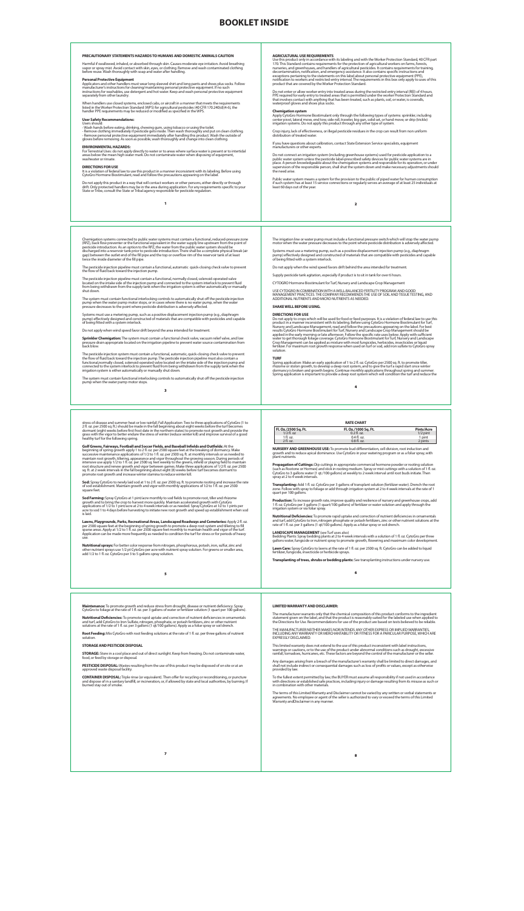# BOOKLET INSIDE

## PRECAUTIONARY STATEMENTS HAZARDS TO HUMANS AND DOMESTIC ANIMALS CAUTION

Harmful if swallowed, inhaled, or absorbed through skin. Causes moderate eye irritation. Avoid breathing vapor or spray mist. Avoid contact with skin, eyes, or clothing. Remove and wash contaminated clothing before reuse. Wash thoroughly with soap and water after handling.

**Personal Protective Equipment**

Applicators and other handlers must wear long-sleeved shirt and long pants and shoes plus socks. Follow manufacturer's instructions for cleaning/maintaining personal protective equipment. If no such instructions for washables, use detergent and hot water. Keep and wash personal protective equipment separately from other laundry.

When handlers use closed systems, enclosed cabs, or aircraft in a manner that meets the requirements listed in the Worker Protection Standard (WPS) for agricultural pesticides (40 CFR 170.240(d)(4-6), the handler PPE requirements may be reduced or modified as specified in the WPS.

**User Safety Recommendations:**

Users should:
- Wash hands before eating, drinking, chewing gum, using tobacco or using the toilet.
- Remove clothing immediately if pesticide gets inside. Then wash thoroughly and put on clean clothing.
- Remove personal protective equipment immediately after handling this product. Wash the outside of gloves before removing. As soon as possible, wash thoroughly and change into clean clothing.

**ENVIRONMENTAL HAZARDS:**

For Terrestrial Uses: do not apply directly to water or to areas where surface water is present or to intertidal areas below the mean high water mark. Do not contaminate water when disposing of equipment, washwater or rinsate.

**DIRECTIONS FOR USE**

It is a violation of federal law to use this product in a manner inconsistent with its labeling. Before using CytoGro Hormone Biostimulant, read and follow the precautions appearing on the label.

Do not apply this product in a way that will contact workers or other persons, either directly or through drift. Only protected handlers may be in the area during application. For any requirements specific to your State or Tribe, consult the State or Tribal agency responsible for pesticide regulation.

## AGRICULTURAL USE REQUIREMENTS

Use this product only in accordance with its labeling and with the Worker Protection Standard, 40 CFR part 170. This Standard contains requirements for the protection of agricultural workers on farms, forests, nurseries, and greenhouses, and handlers of agricultural pesticides. It contains requirements for training, decontamination, notification, and emergency assistance. It also contains specific instructions and exceptions pertaining to the statements on this label about personal protective equipment (PPE), notification to workers and restricted-entry interval. The requirements in this box only apply to uses of this product that are covered by the Worker Protection Standard.

Do not enter or allow worker entry into treated areas during the restricted entry interval (REI) of 4 hours. PPE required for early entry to treated areas that is permitted under the Worker Protection Standard and that involves contact with anything that has been treated, such as plants, soil, or water, is coveralls, waterproof gloves and shoes plus socks.

**Chemigation system**

Apply CytoGro Hormone Biostimulant only through the following types of systems: sprinkler, including center pivot, lateral move, end tow, side roll, traveler, big gun, solid set, or hand move; or drip (trickle) irrigation systems. Do not apply this product through any other type of system.

Crop injury, lack of effectiveness, or illegal pesticide residues in the crop can result from non uniform distribution of treated water.

If you have questions about calibration, contact State Extension Service specialists, equipment manufacturers or other experts.

Do not connect an irrigation system (including greenhouse systems) used for pesticide application to a public water system unless the pesticide label-prescribed safety devices for public water systems are in place. A person knowledgeable about the chemigation systems and responsible for its operation, or under supervision of the responsible person, shall shut the system down and make necessary adjustments should the need arise.

Public water system means a system for the provision to the public of piped water for human consumption if such system has at least 15 service connections or regularly serves an average of at least 25 individuals at least 60 days out of the year.

Chemigation systems connected to public water systems must contain a functional, reduced-pressure zone (RPZ), back flow preventer or the functional equivalent in the water supply line upstream from the point of pesticide introduction. As an option to the RPZ, the water from the public water system should be discharged into a reservoir tank prior to pesticide introduction. There shall be a complete physical break (air gap) between the outlet end of the fill pipe and the top or overflow rim of the reservoir tank of at least twice the inside diameter of the fill pipe.

The pesticide injection pipeline must contain a functional, automatic quick-closing check valve to prevent the flow of fluid back toward the injection pump.

The pesticide injection pipeline must contain a functional, normally closed, solenoid-operated valve located on the intake side of the injection pump and connected to the system interlock to prevent fluid from being withdrawn from the supply tank when the irrigation system is either automatically or manually shut down.

The system must contain functional interlocking controls to automatically shut off the pesticide injection pump when the water pump motor stops, or in cases where there is no water pump, when the water pressure decreases to the point where pesticide distribution is adversely affected.

Systems must use a metering pump, such as a positive displacement injection pump (e.g., diaphragm pump) effectively designed and constructed of materials that are compatible with pesticides and capable of being fitted with a system interlock.

Do not apply when wind speed favor drift beyond the area intended for treatment.

**Sprinkler Chemigation:** The system must contain a functional check valve, vacuum relief valve, and low pressure drain appropriate located on the irrigation pipeline to prevent water source contamination from back flow.

The pesticide injection system must contain a functional, automatic, quick-closing check valve to prevent the flow of fluid back toward the injection pump. The pesticide injection pipeline must also contain a functional,(normally closed, solenoid-operated valve located on the intake side of the injection pump and connected to the system interlock to prevent fluid from being withdrawn from the supply tank when the irrigation system is either automatically or manually shut down.

The system must contain functional interlocking controls to automatically shut off the pesticide injection pump when the water pump motor stops.

The irrigation line or water pump must include a functional pressure switch which will stop the water pump motor when the water pressure decreases to the point where pesticide distribution is adversely affected.

Systems must use a metering pump, such as a positive displacement injection pump (e.g., diaphragm pump) effectively designed and constructed of materials that are compatible with pesticides and capable of being fitted with a system interlock.

Do not apply when the wind speed favors drift beyond the area intended for treatment.

Supply pesticide tank agitation, especially if product is to sit in tank for over 6 hours.

CYTOGRO Hormone Biostimulant for Turf, Nursery and Landscape Crop Management

USE CYTOGRO IN COMBINATION WITH A WELL-BALANCED FERTILITY PROGRAM AND GOOD MANAGEMENT PRACTICES. THE COMPANY RECOMMENDS THE USE OF SOIL AND TISSUE TESTING, AND ADDITIONAL NUTRIENTS AND MICRO NUTRIENTS AS NEEDED.

**SHAKE WELL BEFORE USING.**

**DIRECTIONS FOR USE**

Do not apply to crops which will be used for food or feed purposes. It is a violation of federal law to use this product in a manner inconsistent with its labeling. Before using CytoGro Hormone Biostimulant for Turf, Nursery and Landscape Management, read and follow the precautions appearing on the label. For best results CytoGro Hormone Biostimulant for Turf, Nursery and Landscape Crop Management should be applied in the early morning or late afternoon. Follow the specific rate uses below. Apply with sufficient water to get thorough foliage coverage. CytoGro Hormone Biostimulant for Turf, Nursery and Landscape Crop Management can be applied as mixture with most fungicides, herbicides, insecticides or liquid fertilizer. For maximum root growth response when used on turf or sod, add iron sulfate to CytoGro spray solution.

**TURF**

Spring application: Make an early application of 1 to 2 fl. oz. CytoGro per 2500 sq. ft. to promote tiller, rhizome or stolon growth, to develop a deep root system, and to give the turf a rapid start once winter dormancy is broken and growth begins. Continue monthly applications throughout spring and summer. Spring application is important to provide a deep root system which will condition the turf and reduce the stress of disease and summer heat or low rainfall. Fall Application: Two to three applications of CytoGro (1 to 2 fl. oz. per 2500 sq. ft.) should be made in the fall beginning about eight weeks before the turf becomes dormant (eight weeks before first frost date in the northern states) to promote root growth and provide the grass with the vigor to better endure the stress of winter (reduce winter kill) and improve survival of a good healthy turf for the following spring.

**Golf Greens, Fairways, Football and Soccer Fields, and Baseball Infields and Outfields:** At the beginning of spring growth apply 1 to 2 fl. oz. per 2500 square feet at the breaking of dormancy. Make successive maintenance applications of 1/2 to 1 fl. oz. per 2500 sq. ft. at monthly intervals or as needed to maintain root growth, tillering, appearance and vigor throughout the growing season. During periods of intensive use apply 1/2 to 1 fl. oz. per 2500 sq. feet weekly to the greens, infield or playing field to maintain root structure and renew growth and vigor between games. Make three applications of 1/2 fl. oz. per 2500 sq. ft. at 2 week intervals in the fall beginning about eight (8) weeks before turf becomes dormant to promote root growth and increase winter stamina to reduce winter kill.

**Sod:** Spray CytoGro to newly laid sod at 1 to 2 fl. oz. per 2500 sq. ft. to promote rooting and increase the rate of sod establishment. Maintain growth and vigor with monthly applications of 1/2 to 1 fl. oz. per 2500 square feet.

**Sod Farming:** Spray CytoGro at 1 pint/acre monthly to sod fields to promote root, tiller and rhizome growth and to bring the crop to harvest more quickly. Maintain accelerated growth with CytoGro applications of 1/2 to 1 pint/acre at 2 to 4 week intervals or as needed. Spray CytoGro at 1/2 to 1 pints per acre to sod 1 to 4 days before harvesting to initiate new root growth and speed up establishment when sod is laid.

**Lawns, Playgrounds, Parks, Recreational Areas, Landscaped Roadways and Cemeteries:** Apply 2 fl. oz. per 2500 square feet at the beginning of spring growth to promote a deep root system and tillering to fill sparse areas. Apply at 1/2 to 1 fl. oz. per 2500 square feet monthly to maintain health and vigor of the turf. Application can be made more frequently as needed to condition the turf for stress or for periods of heavy use.

**Nutritional sprays:** For better color response from nitrogen, phosphorous, potash, iron, sulfur, zinc and other nutrient sprays use 1/2 pt CytoGro per acre with nutrient spray solution. For greens or smaller area, add 1/2 to 1 fl. oz. CytoGro per 3 to 5 gallons spray solution.

**RATE CHART**

| Fl. Oz./2500 Sq. Ft. | Fl. Oz./1000 Sq. Ft. | Pints/Acre |
|---|---|---|
| 1/2 fl. oz. | 0.2 fl. oz. | 1/2 pint |
| 1 fl. oz. | 0.4 fl. oz. | 1 pint |
| 2 fl. oz. | 0.8 fl. oz. | 2 pints |

**NURSERY AND GREENHOUSE USE:** To promote bud differentiation, cell division, root induction and growth and to reduce apical dominance. Use CytoGro in your watering program or as a foliar spray, with plant nutrients.

**Propagation of Cuttings:** Dip cuttings in appropriate commercial hormone powder or rooting solution (such as Rootone or Hormex) and stick in rooting medium. Spray or mist cuttings with a solution of 1 fl. oz. CytoGro to 3 gallons water (1 qt./100 gallons) at weekly to 2 week interval until root buds initiate. Then spray at 2 to 4 week intervals.

**Transplanting:** Add 1 fl. oz. CytoGro per 3 gallons of transplant solution (fertilizer-water). Drench the root zone. Follow with spray to foliage or add through irrigation system at 2 to 4 week intervals at the rate of 1 quart per 100 gallons.

**Production:** To increase growth rate, improve quality and resilience of nursery and greenhouse crops, add 1 fl. oz. CytoGro per 3 gallons (1 quart/100 gallons) of fertilizer or water solution and apply through the irrigation system or via foliar spray.

**Nutritional Deficiencies:** To promote rapid uptake and correction of nutrient deficiencies in ornamentals and turf, add CytoGro to Iron, nitrogen phosphate or potash fertilizers, zinc or other nutrient solutions at the rate of 1 fl. oz. per 3 gallons (1 qt/100 gallons). Apply as a foliar spray or soil drench.

**LANDSCAPE MANAGEMENT** (see Turf uses also)

Bedding Plants: Spray bedding plants at 2 to 4 week intervals with a solution of 1 fl. oz. CytoGro per three gallons water, fungicide or nutrient spray to promote growth, flowering and maximum color development.

**Lawn Care:** Spray CytoGro to lawns at the rate of 1 fl. oz. per 2500 sq. ft. CytoGro can be added to liquid fertilizer, fungicide, insecticide or herbicide sprays.

**Transplanting of trees, shrubs or bedding plants:** See transplanting instructions under nursery use.

**Maintenance:** To promote growth and reduce stress from drought, disease or nutrient deficiency. Spray CytoGro to foliage at the rate of 1 fl. oz. per 3 gallons of water or fertilizer solution (1 quart per 100 gallons).

**Nutritional Deficiencies:** To promote rapid uptake and correction of nutrient deficiencies in ornamentals and turf, add CytoGro to Iron Sulfate, nitrogen, phosphate, or potash fertilizers, zinc or other nutrient solutions at the rate of 1 fl. oz. per 3 gallons (1 qt/100 gallons). Apply as a foliar spray or soil drench.

**Root Feeding:** Mix CytoGro with root feeding solutions at the rate of 1 fl. oz. per three gallons of nutrient solution.

**STORAGE AND PESTICIDE DISPOSAL**

**STORAGE:** Store in a cool place and out of direct sunlight. Keep from freezing. Do not contaminate water, food, or feed by storage or disposal.

**PESTICIDE DISPOSAL:** Wastes resulting from the use of this product may be disposed of on site or at an approved waste disposal facility.

**CONTAINER DISPOSAL:** Triple rinse (or equivalent). Then offer for recycling or reconditioning, or puncture and dispose of in a sanitary landfill, or incineration, or, if allowed by state and local authorities, by burning. If burned stay out of smoke.

**LIMITED WARRANTY AND DISCLAIMER:**

The manufacturer warrants only that the chemical composition of this product conforms to the ingredient statement given on the label, and that the product is reasonably suited for the labeled use when applied to the Directions for Use. Recommendations for use of the product are based on tests believed to be reliable.

THE MANUFACTURER NEITHER MAKES NOR INTENDS ANY OTHER EXPRESS OR IMPLIED WARRANTIES, INCLUDING ANY WARRANTY OR MERCHANTABLITY OR FITNESS FOR A PARTICULAR PURPOSE, WHICH ARE EXPRESSLY DISCLAIMED.

This limited warranty does not extend to the use of this product inconsistent with label instructions, warnings or cautions, or to the use of the product under abnormal conditions such as drought, excessive rainfall, tornadoes, hurricanes, etc. These factors are beyond the control of the manufacturer or the seller.

Any damages arising from a breach of the manufacturer's warranty shall be limited to direct damages, and shall not include indirect or consequential damages such as loss of profits or values, except as otherwise provided by law.

To the fullest extent permitted by law, the BUYER must assume all responsibility if not used in accordance with directions or established safe practices, including injury or damage resulting from its misuse as such or in combination with other materials.

The terms of this Limited Warranty and Disclaimer cannot be varied by any written or verbal statements or agreements. No employee or agent of the seller is authorized to vary or exceed the terms of this Limited Warranty and Disclaimer in any manner.